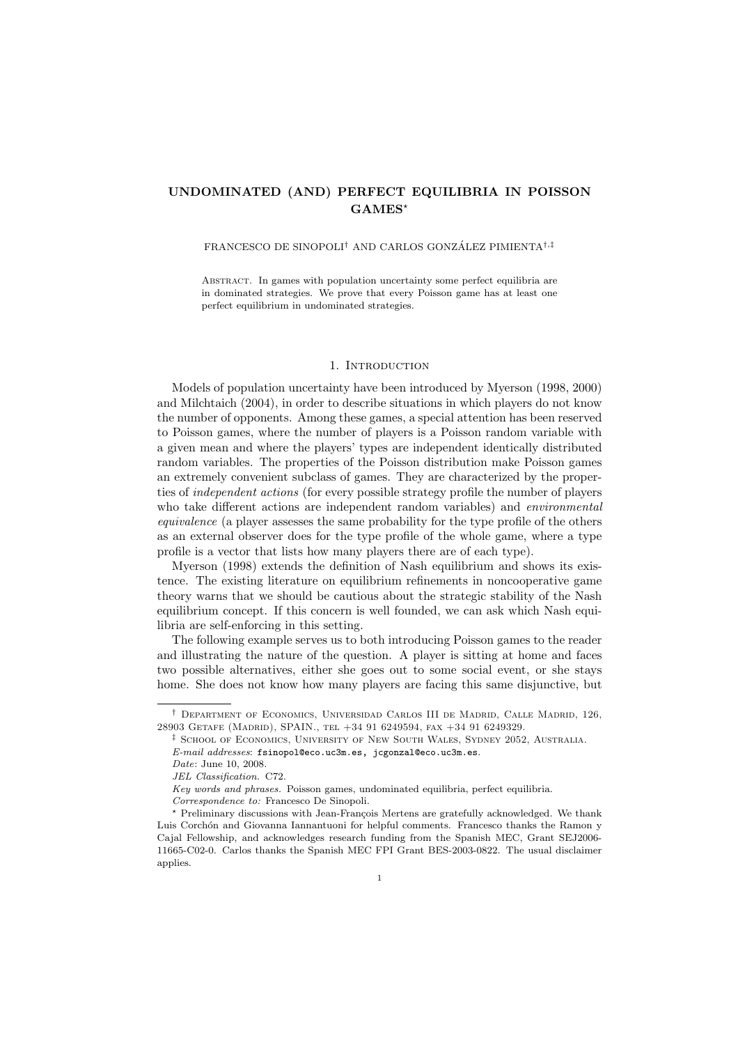# UNDOMINATED (AND) PERFECT EQUILIBRIA IN POISSON GAMES*

FRANCESCO DE SINOPOLI[†] AND CARLOS GONZÁLEZ PIMIENTA[†,‡]

ABSTRACT. In games with population uncertainty some perfect equilibria are in dominated strategies. We prove that every Poisson game has at least one perfect equilibrium in undominated strategies.

## 1. INTRODUCTION

Models of population uncertainty have been introduced by Myerson (1998, 2000) and Milchtaich (2004), in order to describe situations in which players do not know the number of opponents. Among these games, a special attention has been reserved to Poisson games, where the number of players is a Poisson random variable with a given mean and where the players' types are independent identically distributed random variables. The properties of the Poisson distribution make Poisson games an extremely convenient subclass of games. They are characterized by the properties of *independent actions* (for every possible strategy profile the number of players who take different actions are independent random variables) and *environmental equivalence* (a player assesses the same probability for the type profile of the others as an external observer does for the type profile of the whole game, where a type profile is a vector that lists how many players there are of each type).

Myerson (1998) extends the definition of Nash equilibrium and shows its existence. The existing literature on equilibrium refinements in noncooperative game theory warns that we should be cautious about the strategic stability of the Nash equilibrium concept. If this concern is well founded, we can ask which Nash equilibria are self-enforcing in this setting.

The following example serves us to both introducing Poisson games to the reader and illustrating the nature of the question. A player is sitting at home and faces two possible alternatives, either she goes out to some social event, or she stays home. She does not know how many players are facing this same disjunctive, but

---

[†] DEPARTMENT OF ECONOMICS, UNIVERSIDAD CARLOS III DE MADRID, CALLE MADRID, 126, 28903 GETAFE (MADRID), SPAIN., TEL +34 91 6249594, FAX +34 91 6249329.

[‡] SCHOOL OF ECONOMICS, UNIVERSITY OF NEW SOUTH WALES, SYDNEY 2052, AUSTRALIA.

*E-mail addresses*: fsinopol@eco.uc3m.es, jcgonzal@eco.uc3m.es.

*Date*: June 10, 2008.

*JEL Classification.* C72.

*Key words and phrases.* Poisson games, undominated equilibria, perfect equilibria.

*Correspondence to:* Francesco De Sinopoli.

[*] Preliminary discussions with Jean-François Mertens are gratefully acknowledged. We thank Luis Corchón and Giovanna Iannantuoni for helpful comments. Francesco thanks the Ramon y Cajal Fellowship, and acknowledges research funding from the Spanish MEC, Grant SEJ2006-11665-C02-0. Carlos thanks the Spanish MEC FPI Grant BES-2003-0822. The usual disclaimer applies.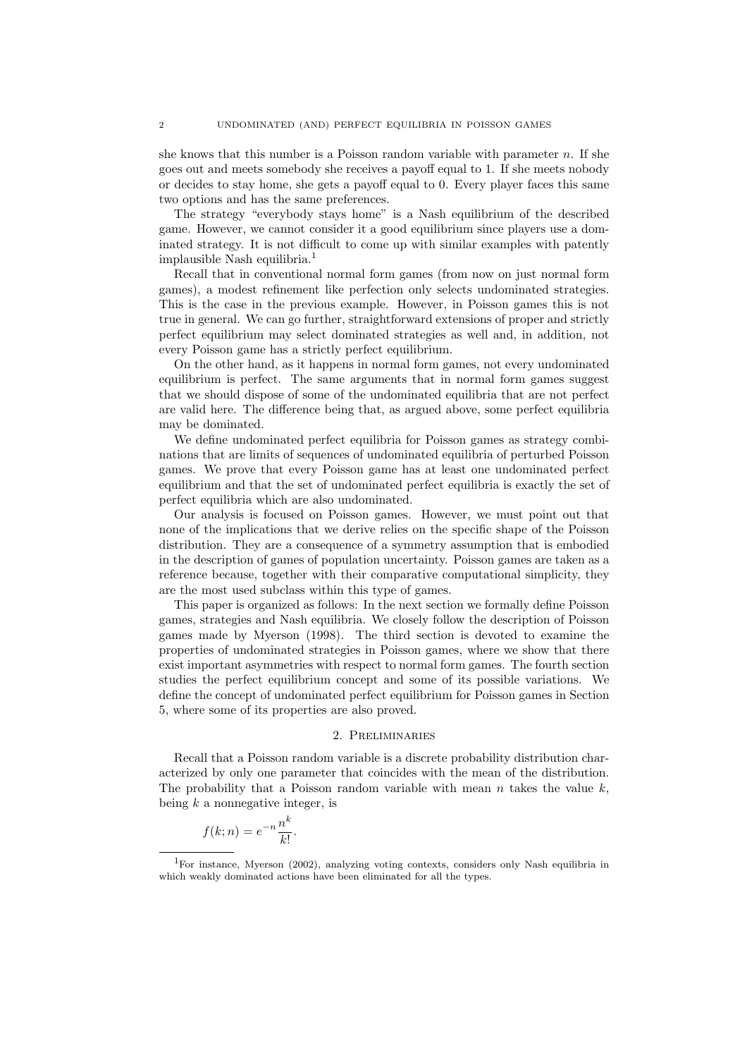she knows that this number is a Poisson random variable with parameter $n$. If she goes out and meets somebody she receives a payoff equal to 1. If she meets nobody or decides to stay home, she gets a payoff equal to 0. Every player faces this same two options and has the same preferences.

The strategy "everybody stays home" is a Nash equilibrium of the described game. However, we cannot consider it a good equilibrium since players use a dominated strategy. It is not difficult to come up with similar examples with patently implausible Nash equilibria.[1]

Recall that in conventional normal form games (from now on just normal form games), a modest refinement like perfection only selects undominated strategies. This is the case in the previous example. However, in Poisson games this is not true in general. We can go further, straightforward extensions of proper and strictly perfect equilibrium may select dominated strategies as well and, in addition, not every Poisson game has a strictly perfect equilibrium.

On the other hand, as it happens in normal form games, not every undominated equilibrium is perfect. The same arguments that in normal form games suggest that we should dispose of some of the undominated equilibria that are not perfect are valid here. The difference being that, as argued above, some perfect equilibria may be dominated.

We define undominated perfect equilibria for Poisson games as strategy combinations that are limits of sequences of undominated equilibria of perturbed Poisson games. We prove that every Poisson game has at least one undominated perfect equilibrium and that the set of undominated perfect equilibria is exactly the set of perfect equilibria which are also undominated.

Our analysis is focused on Poisson games. However, we must point out that none of the implications that we derive relies on the specific shape of the Poisson distribution. They are a consequence of a symmetry assumption that is embodied in the description of games of population uncertainty. Poisson games are taken as a reference because, together with their comparative computational simplicity, they are the most used subclass within this type of games.

This paper is organized as follows: In the next section we formally define Poisson games, strategies and Nash equilibria. We closely follow the description of Poisson games made by Myerson (1998). The third section is devoted to examine the properties of undominated strategies in Poisson games, where we show that there exist important asymmetries with respect to normal form games. The fourth section studies the perfect equilibrium concept and some of its possible variations. We define the concept of undominated perfect equilibrium for Poisson games in Section 5, where some of its properties are also proved.

## 2. Preliminaries

Recall that a Poisson random variable is a discrete probability distribution characterized by only one parameter that coincides with the mean of the distribution. The probability that a Poisson random variable with mean $n$ takes the value $k$, being $k$ a nonnegative integer, is

$$f(k;n) = e^{-n}\frac{n^k}{k!}.$$

[1] For instance, Myerson (2002), analyzing voting contexts, considers only Nash equilibria in which weakly dominated actions have been eliminated for all the types.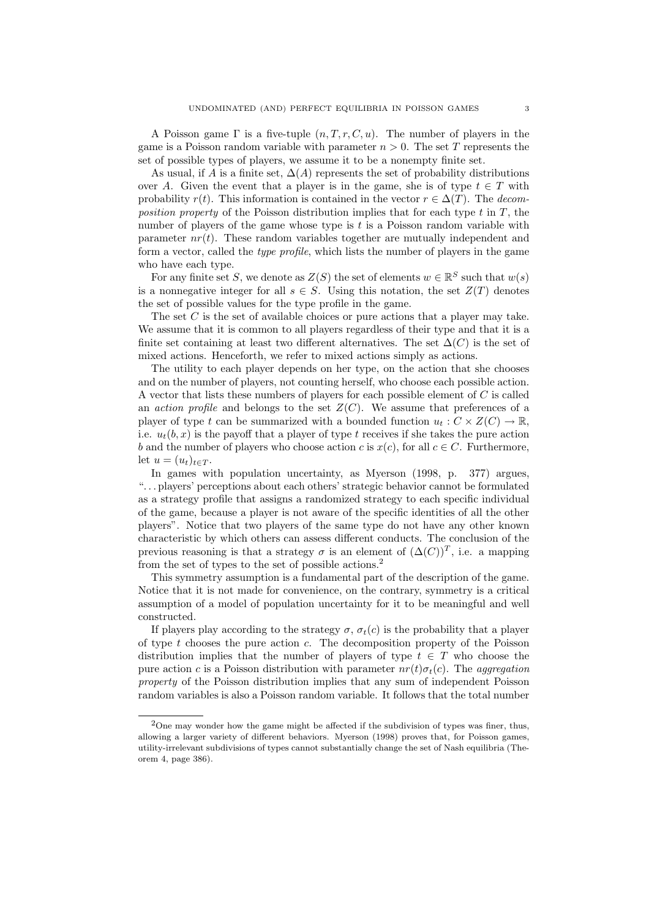A Poisson game $\Gamma$ is a five-tuple $(n, T, r, C, u)$. The number of players in the game is a Poisson random variable with parameter $n > 0$. The set $T$ represents the set of possible types of players, we assume it to be a nonempty finite set.

As usual, if $A$ is a finite set, $\Delta(A)$ represents the set of probability distributions over $A$. Given the event that a player is in the game, she is of type $t \in T$ with probability $r(t)$. This information is contained in the vector $r \in \Delta(T)$. The *decomposition property* of the Poisson distribution implies that for each type $t$ in $T$, the number of players of the game whose type is $t$ is a Poisson random variable with parameter $nr(t)$. These random variables together are mutually independent and form a vector, called the *type profile*, which lists the number of players in the game who have each type.

For any finite set $S$, we denote as $Z(S)$ the set of elements $w \in \mathbb{R}^S$ such that $w(s)$ is a nonnegative integer for all $s \in S$. Using this notation, the set $Z(T)$ denotes the set of possible values for the type profile in the game.

The set $C$ is the set of available choices or pure actions that a player may take. We assume that it is common to all players regardless of their type and that it is a finite set containing at least two different alternatives. The set $\Delta(C)$ is the set of mixed actions. Henceforth, we refer to mixed actions simply as actions.

The utility to each player depends on her type, on the action that she chooses and on the number of players, not counting herself, who choose each possible action. A vector that lists these numbers of players for each possible element of $C$ is called an *action profile* and belongs to the set $Z(C)$. We assume that preferences of a player of type $t$ can be summarized with a bounded function $u_t : C \times Z(C) \to \mathbb{R}$, i.e. $u_t(b, x)$ is the payoff that a player of type $t$ receives if she takes the pure action $b$ and the number of players who choose action $c$ is $x(c)$, for all $c \in C$. Furthermore, let $u = (u_t)_{t \in T}$.

In games with population uncertainty, as Myerson (1998, p. 377) argues, "...players' perceptions about each others' strategic behavior cannot be formulated as a strategy profile that assigns a randomized strategy to each specific individual of the game, because a player is not aware of the specific identities of all the other players". Notice that two players of the same type do not have any other known characteristic by which others can assess different conducts. The conclusion of the previous reasoning is that a strategy $\sigma$ is an element of $(\Delta(C))^T$, i.e. a mapping from the set of types to the set of possible actions.[2]

This symmetry assumption is a fundamental part of the description of the game. Notice that it is not made for convenience, on the contrary, symmetry is a critical assumption of a model of population uncertainty for it to be meaningful and well constructed.

If players play according to the strategy $\sigma$, $\sigma_t(c)$ is the probability that a player of type $t$ chooses the pure action $c$. The decomposition property of the Poisson distribution implies that the number of players of type $t \in T$ who choose the pure action $c$ is a Poisson distribution with parameter $nr(t)\sigma_t(c)$. The *aggregation property* of the Poisson distribution implies that any sum of independent Poisson random variables is also a Poisson random variable. It follows that the total number

[2] One may wonder how the game might be affected if the subdivision of types was finer, thus, allowing a larger variety of different behaviors. Myerson (1998) proves that, for Poisson games, utility-irrelevant subdivisions of types cannot substantially change the set of Nash equilibria (Theorem 4, page 386).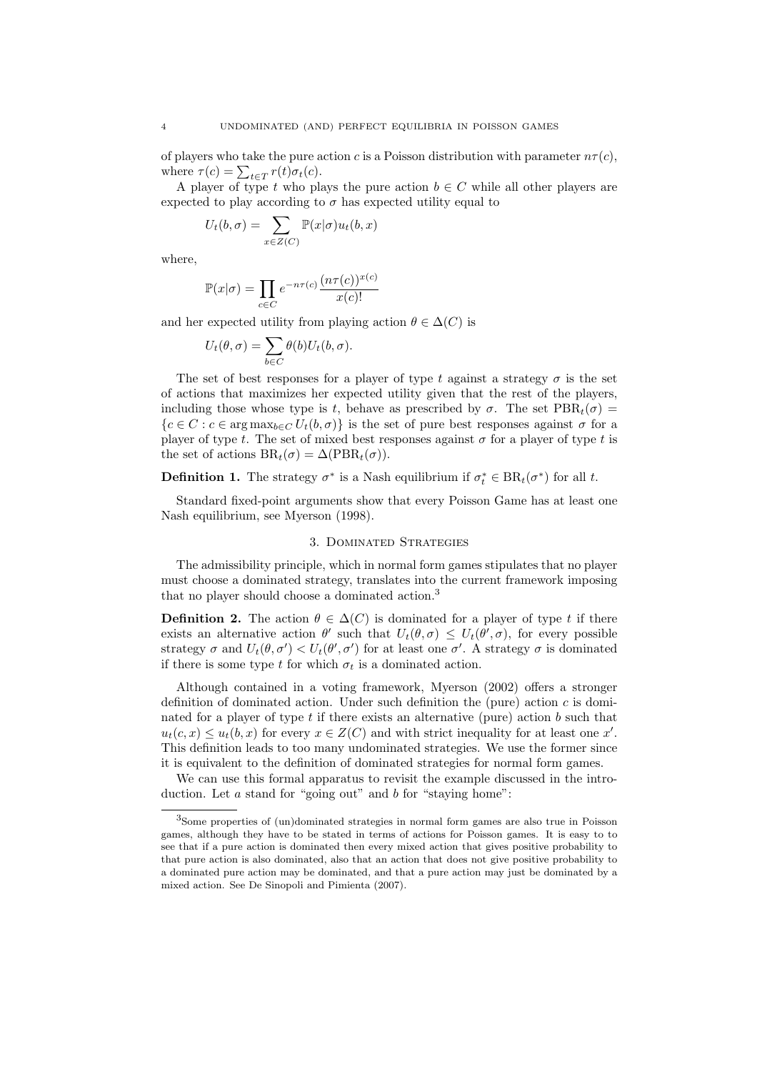of players who take the pure action $c$ is a Poisson distribution with parameter $n\tau(c)$, where $\tau(c) = \sum_{t\in T} r(t)\sigma_t(c)$.

A player of type $t$ who plays the pure action $b \in C$ while all other players are expected to play according to $\sigma$ has expected utility equal to

$$U_t(b, \sigma) = \sum_{x \in Z(C)} \mathbb{P}(x|\sigma) u_t(b, x)$$

where,

$$\mathbb{P}(x|\sigma) = \prod_{c \in C} e^{-n\tau(c)} \frac{(n\tau(c))^{x(c)}}{x(c)!}$$

and her expected utility from playing action $\theta \in \Delta(C)$ is

$$U_t(\theta, \sigma) = \sum_{b \in C} \theta(b) U_t(b, \sigma).$$

The set of best responses for a player of type $t$ against a strategy $\sigma$ is the set of actions that maximizes her expected utility given that the rest of the players, including those whose type is $t$, behave as prescribed by $\sigma$. The set $\mathrm{PBR}_t(\sigma) = \{c \in C : c \in \arg\max_{b\in C} U_t(b, \sigma)\}$ is the set of pure best responses against $\sigma$ for a player of type $t$. The set of mixed best responses against $\sigma$ for a player of type $t$ is the set of actions $\mathrm{BR}_t(\sigma) = \Delta(\mathrm{PBR}_t(\sigma))$.

**Definition 1.** The strategy $\sigma^*$ is a Nash equilibrium if $\sigma^*_t \in \mathrm{BR}_t(\sigma^*)$ for all $t$.

Standard fixed-point arguments show that every Poisson Game has at least one Nash equilibrium, see Myerson (1998).

## 3. Dominated Strategies

The admissibility principle, which in normal form games stipulates that no player must choose a dominated strategy, translates into the current framework imposing that no player should choose a dominated action.[3]

**Definition 2.** The action $\theta \in \Delta(C)$ is dominated for a player of type $t$ if there exists an alternative action $\theta'$ such that $U_t(\theta, \sigma) \leq U_t(\theta', \sigma)$, for every possible strategy $\sigma$ and $U_t(\theta, \sigma') < U_t(\theta', \sigma')$ for at least one $\sigma'$. A strategy $\sigma$ is dominated if there is some type $t$ for which $\sigma_t$ is a dominated action.

Although contained in a voting framework, Myerson (2002) offers a stronger definition of dominated action. Under such definition the (pure) action $c$ is dominated for a player of type $t$ if there exists an alternative (pure) action $b$ such that $u_t(c, x) \leq u_t(b, x)$ for every $x \in Z(C)$ and with strict inequality for at least one $x'$. This definition leads to too many undominated strategies. We use the former since it is equivalent to the definition of dominated strategies for normal form games.

We can use this formal apparatus to revisit the example discussed in the introduction. Let $a$ stand for "going out" and $b$ for "staying home":

---

[3] Some properties of (un)dominated strategies in normal form games are also true in Poisson games, although they have to be stated in terms of actions for Poisson games. It is easy to to see that if a pure action is dominated then every mixed action that gives positive probability to that pure action is also dominated, also that an action that does not give positive probability to a dominated pure action may be dominated, and that a pure action may just be dominated by a mixed action. See De Sinopoli and Pimienta (2007).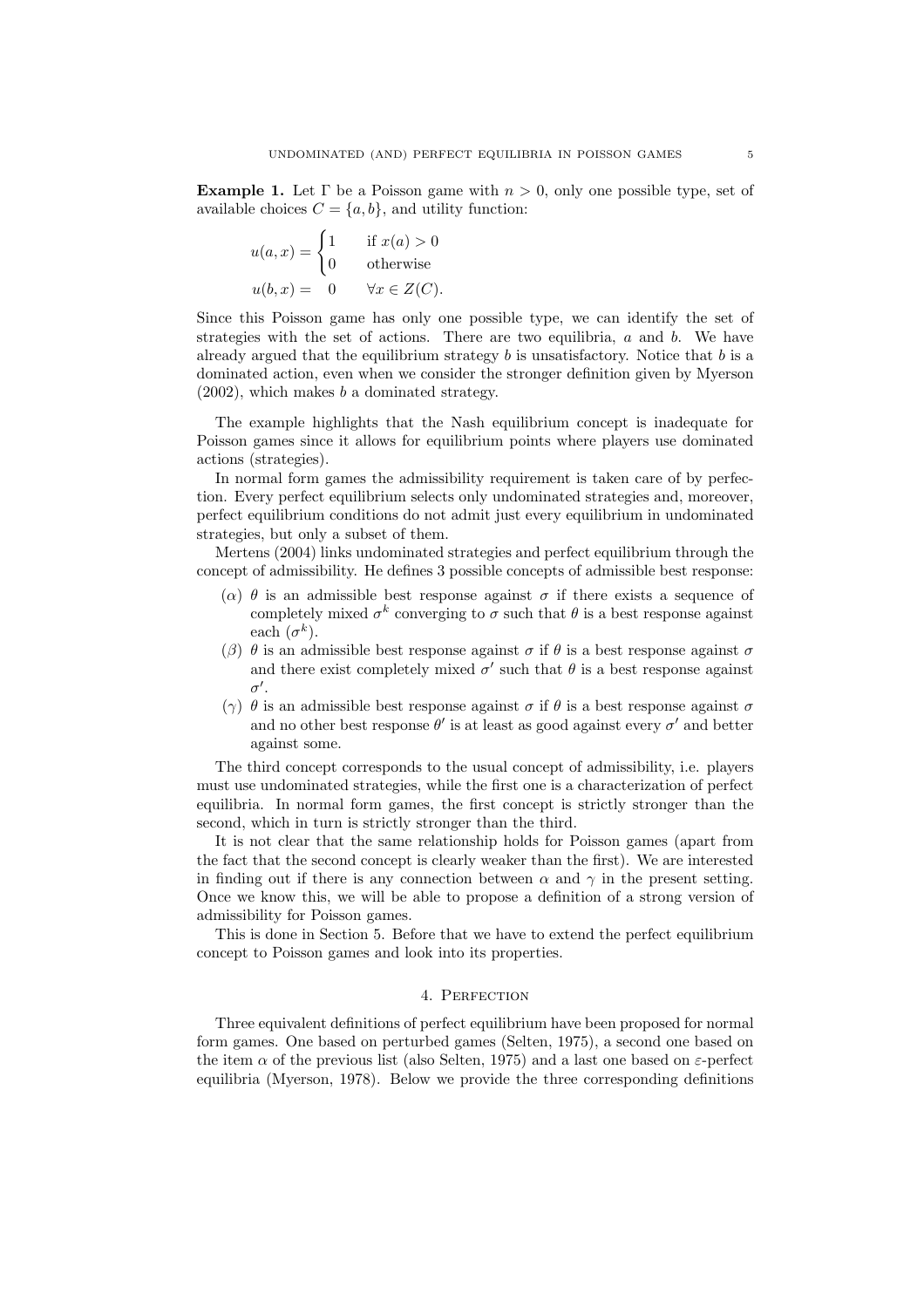**Example 1.** Let $\Gamma$ be a Poisson game with $n > 0$, only one possible type, set of available choices $C = \{a, b\}$, and utility function:

$$u(a,x) = \begin{cases} 1 & \text{if } x(a) > 0 \\ 0 & \text{otherwise} \end{cases}$$

$$u(b,x) = \quad 0 \qquad \forall x \in Z(C).$$

Since this Poisson game has only one possible type, we can identify the set of strategies with the set of actions. There are two equilibria, $a$ and $b$. We have already argued that the equilibrium strategy $b$ is unsatisfactory. Notice that $b$ is a dominated action, even when we consider the stronger definition given by Myerson (2002), which makes $b$ a dominated strategy.

The example highlights that the Nash equilibrium concept is inadequate for Poisson games since it allows for equilibrium points where players use dominated actions (strategies).

In normal form games the admissibility requirement is taken care of by perfection. Every perfect equilibrium selects only undominated strategies and, moreover, perfect equilibrium conditions do not admit just every equilibrium in undominated strategies, but only a subset of them.

Mertens (2004) links undominated strategies and perfect equilibrium through the concept of admissibility. He defines 3 possible concepts of admissible best response:

($\alpha$) $\theta$ is an admissible best response against $\sigma$ if there exists a sequence of completely mixed $\sigma^k$ converging to $\sigma$ such that $\theta$ is a best response against each $(\sigma^k)$.

($\beta$) $\theta$ is an admissible best response against $\sigma$ if $\theta$ is a best response against $\sigma$ and there exist completely mixed $\sigma'$ such that $\theta$ is a best response against $\sigma'$.

($\gamma$) $\theta$ is an admissible best response against $\sigma$ if $\theta$ is a best response against $\sigma$ and no other best response $\theta'$ is at least as good against every $\sigma'$ and better against some.

The third concept corresponds to the usual concept of admissibility, i.e. players must use undominated strategies, while the first one is a characterization of perfect equilibria. In normal form games, the first concept is strictly stronger than the second, which in turn is strictly stronger than the third.

It is not clear that the same relationship holds for Poisson games (apart from the fact that the second concept is clearly weaker than the first). We are interested in finding out if there is any connection between $\alpha$ and $\gamma$ in the present setting. Once we know this, we will be able to propose a definition of a strong version of admissibility for Poisson games.

This is done in Section 5. Before that we have to extend the perfect equilibrium concept to Poisson games and look into its properties.

## 4. Perfection

Three equivalent definitions of perfect equilibrium have been proposed for normal form games. One based on perturbed games (Selten, 1975), a second one based on the item $\alpha$ of the previous list (also Selten, 1975) and a last one based on $\varepsilon$-perfect equilibria (Myerson, 1978). Below we provide the three corresponding definitions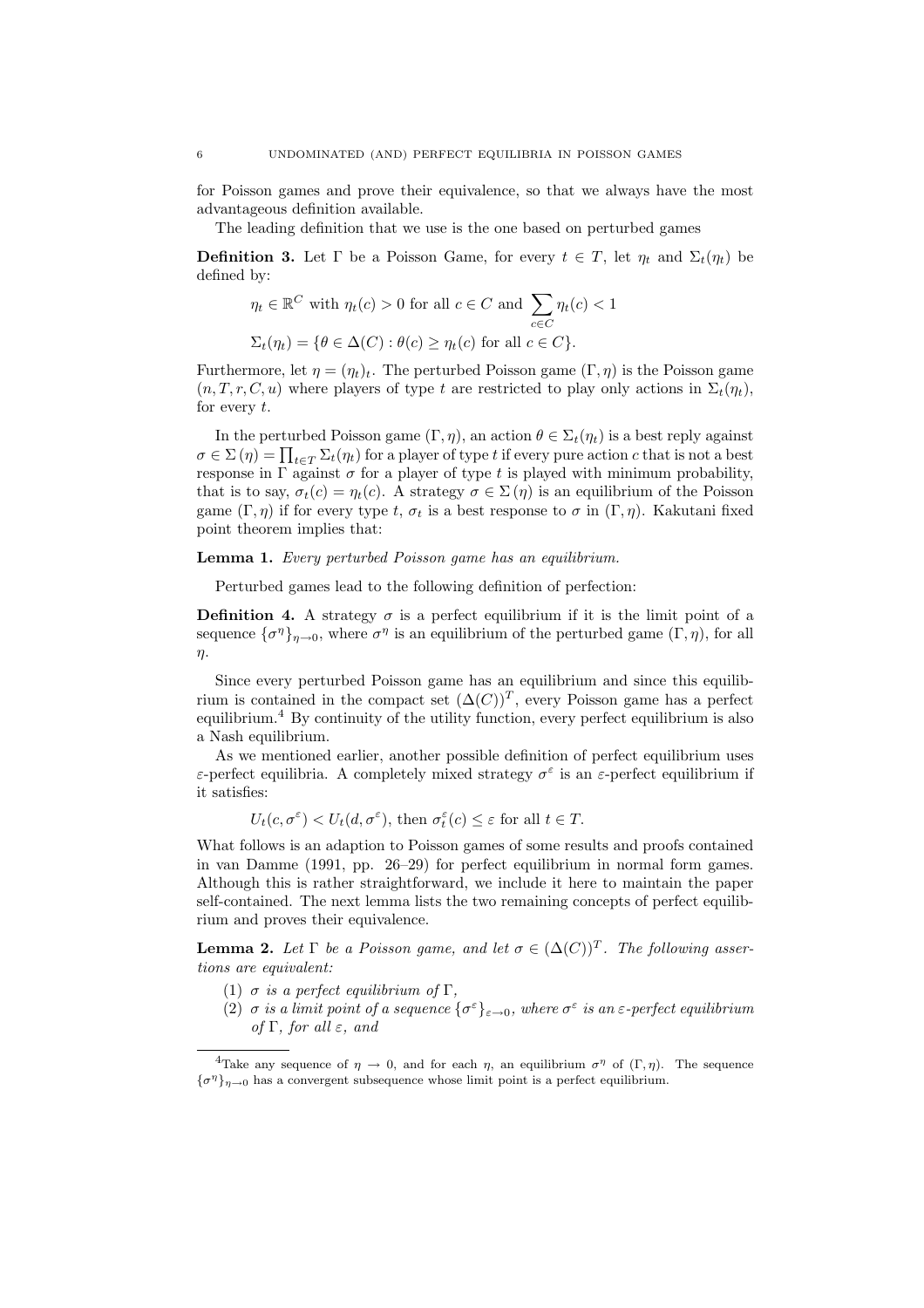for Poisson games and prove their equivalence, so that we always have the most advantageous definition available.

The leading definition that we use is the one based on perturbed games

**Definition 3.** Let $\Gamma$ be a Poisson Game, for every $t \in T$, let $\eta_t$ and $\Sigma_t(\eta_t)$ be defined by:

$$\eta_t \in \mathbb{R}^C \text{ with } \eta_t(c) > 0 \text{ for all } c \in C \text{ and } \sum_{c \in C} \eta_t(c) < 1$$

$$\Sigma_t(\eta_t) = \{\theta \in \Delta(C) : \theta(c) \geq \eta_t(c) \text{ for all } c \in C\}.$$

Furthermore, let $\eta = (\eta_t)_t$. The perturbed Poisson game $(\Gamma, \eta)$ is the Poisson game $(n, T, r, C, u)$ where players of type $t$ are restricted to play only actions in $\Sigma_t(\eta_t)$, for every $t$.

In the perturbed Poisson game $(\Gamma, \eta)$, an action $\theta \in \Sigma_t(\eta_t)$ is a best reply against $\sigma \in \Sigma(\eta) = \prod_{t \in T} \Sigma_t(\eta_t)$ for a player of type $t$ if every pure action $c$ that is not a best response in $\Gamma$ against $\sigma$ for a player of type $t$ is played with minimum probability, that is to say, $\sigma_t(c) = \eta_t(c)$. A strategy $\sigma \in \Sigma(\eta)$ is an equilibrium of the Poisson game $(\Gamma, \eta)$ if for every type $t$, $\sigma_t$ is a best response to $\sigma$ in $(\Gamma, \eta)$. Kakutani fixed point theorem implies that:

**Lemma 1.** *Every perturbed Poisson game has an equilibrium.*

Perturbed games lead to the following definition of perfection:

**Definition 4.** A strategy $\sigma$ is a perfect equilibrium if it is the limit point of a sequence $\{\sigma^\eta\}_{\eta \to 0}$, where $\sigma^\eta$ is an equilibrium of the perturbed game $(\Gamma, \eta)$, for all $\eta$.

Since every perturbed Poisson game has an equilibrium and since this equilibrium is contained in the compact set $(\Delta(C))^T$, every Poisson game has a perfect equilibrium.[4] By continuity of the utility function, every perfect equilibrium is also a Nash equilibrium.

As we mentioned earlier, another possible definition of perfect equilibrium uses $\varepsilon$-perfect equilibria. A completely mixed strategy $\sigma^\varepsilon$ is an $\varepsilon$-perfect equilibrium if it satisfies:

$$U_t(c, \sigma^\varepsilon) < U_t(d, \sigma^\varepsilon), \text{ then } \sigma_t^\varepsilon(c) \leq \varepsilon \text{ for all } t \in T.$$

What follows is an adaption to Poisson games of some results and proofs contained in van Damme (1991, pp. 26–29) for perfect equilibrium in normal form games. Although this is rather straightforward, we include it here to maintain the paper self-contained. The next lemma lists the two remaining concepts of perfect equilibrium and proves their equivalence.

**Lemma 2.** *Let $\Gamma$ be a Poisson game, and let $\sigma \in (\Delta(C))^T$. The following assertions are equivalent:*

1. *$\sigma$ is a perfect equilibrium of $\Gamma$,*
2. *$\sigma$ is a limit point of a sequence $\{\sigma^\varepsilon\}_{\varepsilon \to 0}$, where $\sigma^\varepsilon$ is an $\varepsilon$-perfect equilibrium of $\Gamma$, for all $\varepsilon$, and*

[4] Take any sequence of $\eta \to 0$, and for each $\eta$, an equilibrium $\sigma^\eta$ of $(\Gamma, \eta)$. The sequence $\{\sigma^\eta\}_{\eta \to 0}$ has a convergent subsequence whose limit point is a perfect equilibrium.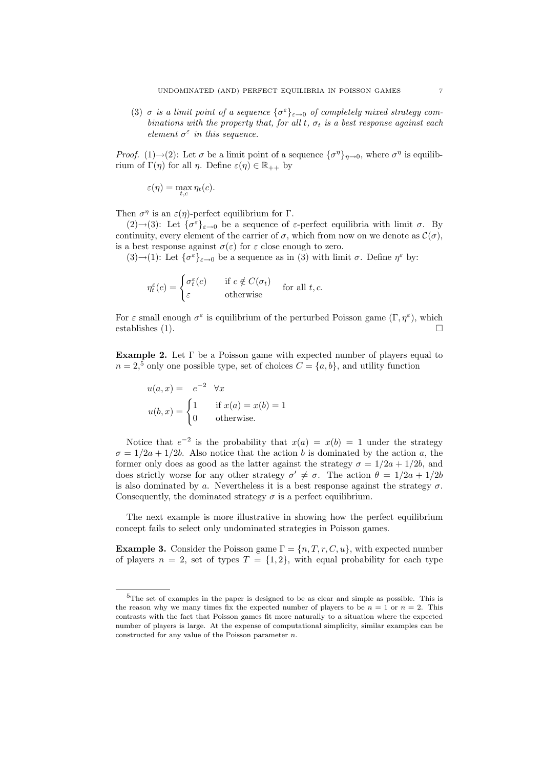(3) *$\sigma$ is a limit point of a sequence $\{\sigma^\varepsilon\}_{\varepsilon\to 0}$ of completely mixed strategy combinations with the property that, for all $t$, $\sigma_t$ is a best response against each element $\sigma^\varepsilon$ in this sequence.*

*Proof.* (1)→(2): Let $\sigma$ be a limit point of a sequence $\{\sigma^\eta\}_{\eta\to 0}$, where $\sigma^\eta$ is equilibrium of $\Gamma(\eta)$ for all $\eta$. Define $\varepsilon(\eta) \in \mathbb{R}_{++}$ by

$$\varepsilon(\eta) = \max_{t,c} \eta_t(c).$$

Then $\sigma^\eta$ is an $\varepsilon(\eta)$-perfect equilibrium for $\Gamma$.

(2)→(3): Let $\{\sigma^\varepsilon\}_{\varepsilon\to 0}$ be a sequence of $\varepsilon$-perfect equilibria with limit $\sigma$. By continuity, every element of the carrier of $\sigma$, which from now on we denote as $\mathcal{C}(\sigma)$, is a best response against $\sigma(\varepsilon)$ for $\varepsilon$ close enough to zero.

(3)→(1): Let $\{\sigma^\varepsilon\}_{\varepsilon\to 0}$ be a sequence as in (3) with limit $\sigma$. Define $\eta^\varepsilon$ by:

$$\eta_t^\varepsilon(c) = \begin{cases} \sigma_t^\varepsilon(c) & \text{if } c \notin C(\sigma_t) \\ \varepsilon & \text{otherwise} \end{cases} \quad \text{for all } t, c.$$

For $\varepsilon$ small enough $\sigma^\varepsilon$ is equilibrium of the perturbed Poisson game $(\Gamma, \eta^\varepsilon)$, which establishes (1). □

**Example 2.** Let $\Gamma$ be a Poisson game with expected number of players equal to $n = 2$,[5] only one possible type, set of choices $C = \{a, b\}$, and utility function

$$u(a, x) = e^{-2} \quad \forall x$$

$$u(b, x) = \begin{cases} 1 & \text{if } x(a) = x(b) = 1 \\ 0 & \text{otherwise.} \end{cases}$$

Notice that $e^{-2}$ is the probability that $x(a) = x(b) = 1$ under the strategy $\sigma = 1/2a + 1/2b$. Also notice that the action $b$ is dominated by the action $a$, the former only does as good as the latter against the strategy $\sigma = 1/2a + 1/2b$, and does strictly worse for any other strategy $\sigma' \neq \sigma$. The action $\theta = 1/2a + 1/2b$ is also dominated by $a$. Nevertheless it is a best response against the strategy $\sigma$. Consequently, the dominated strategy $\sigma$ is a perfect equilibrium.

The next example is more illustrative in showing how the perfect equilibrium concept fails to select only undominated strategies in Poisson games.

**Example 3.** Consider the Poisson game $\Gamma = \{n, T, r, C, u\}$, with expected number of players $n = 2$, set of types $T = \{1, 2\}$, with equal probability for each type

[5] The set of examples in the paper is designed to be as clear and simple as possible. This is the reason why we many times fix the expected number of players to be $n = 1$ or $n = 2$. This contrasts with the fact that Poisson games fit more naturally to a situation where the expected number of players is large. At the expense of computational simplicity, similar examples can be constructed for any value of the Poisson parameter $n$.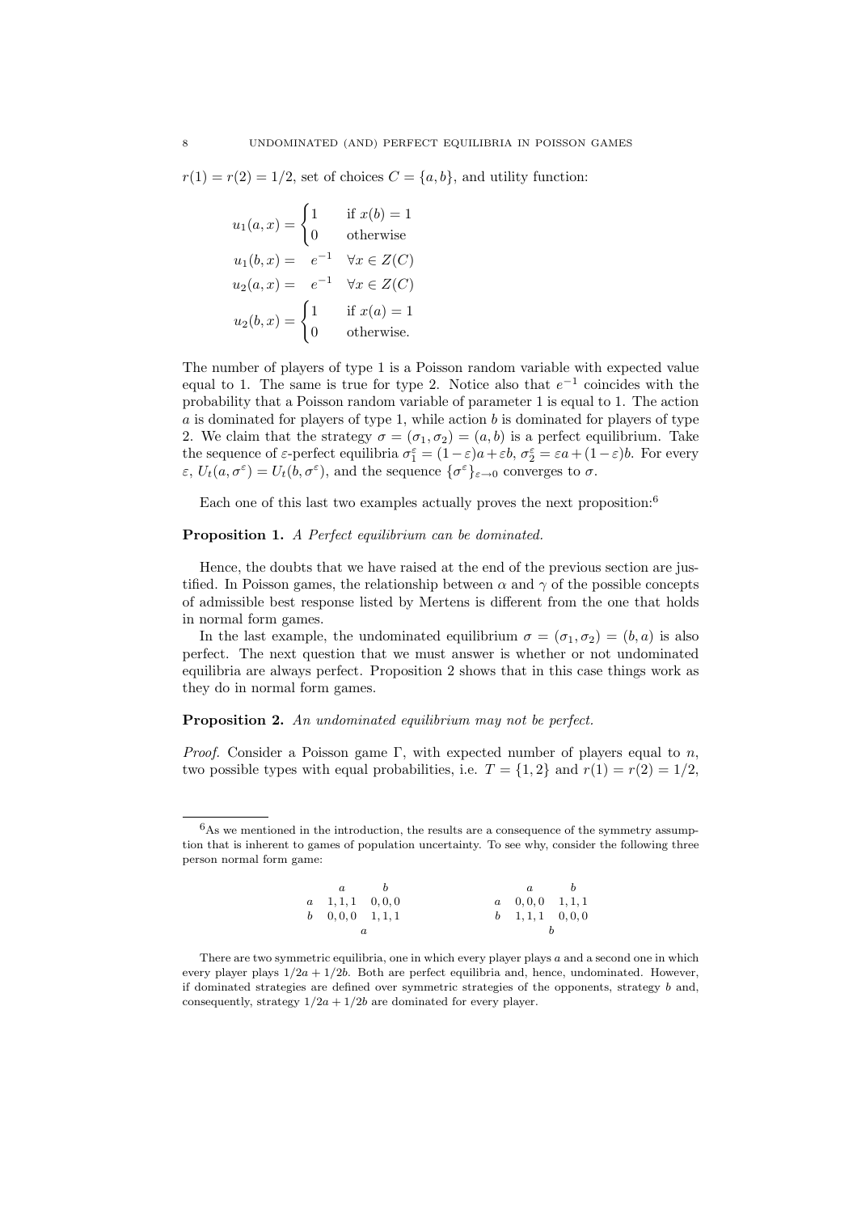$r(1) = r(2) = 1/2$, set of choices $C = \{a, b\}$, and utility function:

$$u_1(a, x) = \begin{cases} 1 & \text{if } x(b) = 1 \\ 0 & \text{otherwise} \end{cases}$$
$$u_1(b, x) = \quad e^{-1} \quad \forall x \in Z(C)$$
$$u_2(a, x) = \quad e^{-1} \quad \forall x \in Z(C)$$
$$u_2(b, x) = \begin{cases} 1 & \text{if } x(a) = 1 \\ 0 & \text{otherwise.} \end{cases}$$

The number of players of type 1 is a Poisson random variable with expected value equal to 1. The same is true for type 2. Notice also that $e^{-1}$ coincides with the probability that a Poisson random variable of parameter 1 is equal to 1. The action $a$ is dominated for players of type 1, while action $b$ is dominated for players of type 2. We claim that the strategy $\sigma = (\sigma_1, \sigma_2) = (a, b)$ is a perfect equilibrium. Take the sequence of $\varepsilon$-perfect equilibria $\sigma_1^\varepsilon = (1-\varepsilon)a + \varepsilon b$, $\sigma_2^\varepsilon = \varepsilon a + (1-\varepsilon)b$. For every $\varepsilon$, $U_t(a, \sigma^\varepsilon) = U_t(b, \sigma^\varepsilon)$, and the sequence $\{\sigma^\varepsilon\}_{\varepsilon \to 0}$ converges to $\sigma$.

Each one of this last two examples actually proves the next proposition:[6]

**Proposition 1.** *A Perfect equilibrium can be dominated.*

Hence, the doubts that we have raised at the end of the previous section are justified. In Poisson games, the relationship between $\alpha$ and $\gamma$ of the possible concepts of admissible best response listed by Mertens is different from the one that holds in normal form games.

In the last example, the undominated equilibrium $\sigma = (\sigma_1, \sigma_2) = (b, a)$ is also perfect. The next question that we must answer is whether or not undominated equilibria are always perfect. Proposition 2 shows that in this case things work as they do in normal form games.

**Proposition 2.** *An undominated equilibrium may not be perfect.*

*Proof.* Consider a Poisson game $\Gamma$, with expected number of players equal to $n$, two possible types with equal probabilities, i.e. $T = \{1, 2\}$ and $r(1) = r(2) = 1/2$,

---

[6] As we mentioned in the introduction, the results are a consequence of the symmetry assumption that is inherent to games of population uncertainty. To see why, consider the following three person normal form game:

| | $a$ | $b$ |
|---|---|---|
| $a$ | 1, 1, 1 | 0, 0, 0 |
| $b$ | 0, 0, 0 | 1, 1, 1 |

$a$

| | $a$ | $b$ |
|---|---|---|
| $a$ | 0, 0, 0 | 1, 1, 1 |
| $b$ | 1, 1, 1 | 0, 0, 0 |

$b$

There are two symmetric equilibria, one in which every player plays $a$ and a second one in which every player plays $1/2a + 1/2b$. Both are perfect equilibria and, hence, undominated. However, if dominated strategies are defined over symmetric strategies of the opponents, strategy $b$ and, consequently, strategy $1/2a + 1/2b$ are dominated for every player.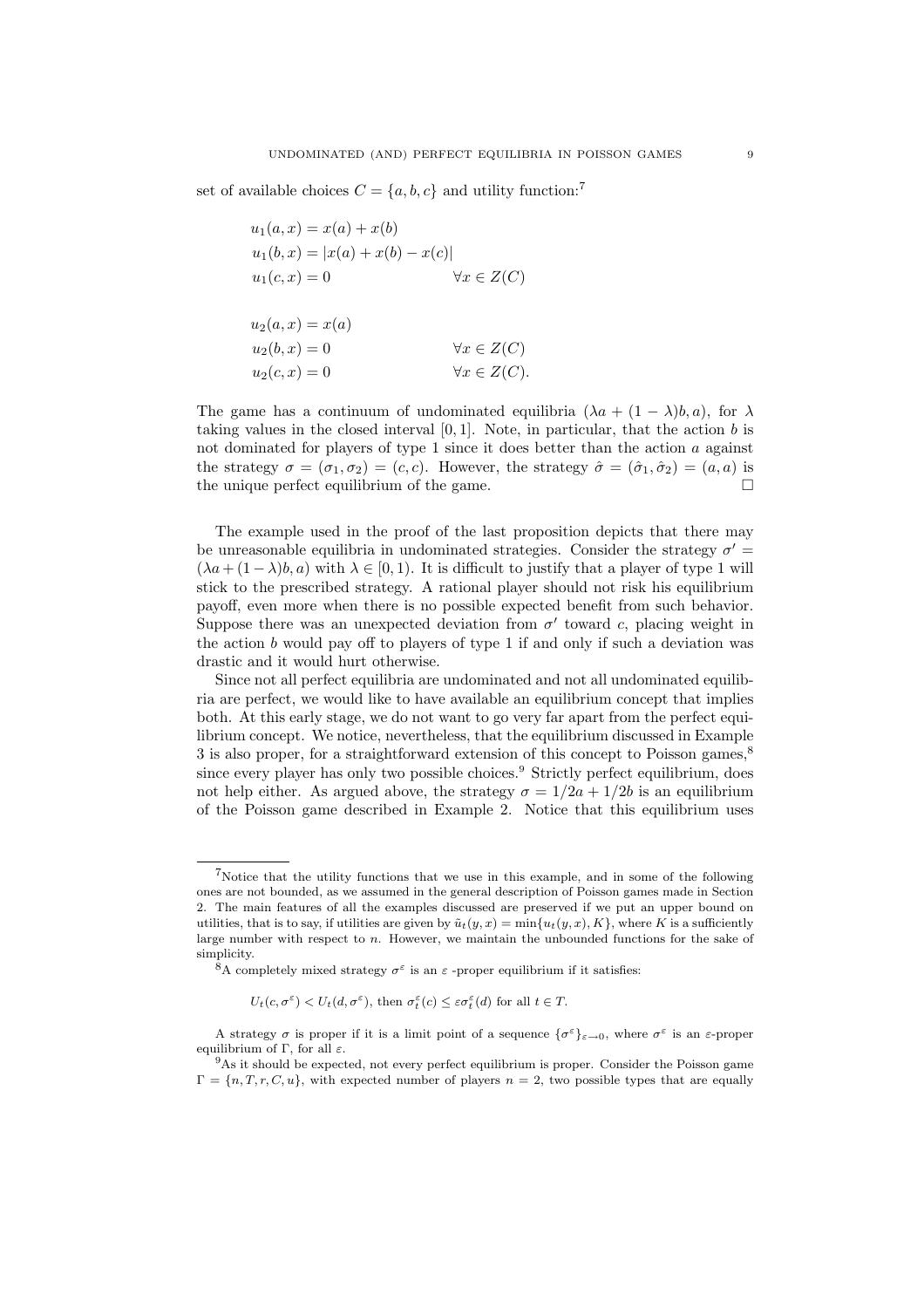set of available choices $C = \{a, b, c\}$ and utility function:[7]

$$
\begin{aligned}
&u_1(a, x) = x(a) + x(b) \\
&u_1(b, x) = |x(a) + x(b) - x(c)| \\
&u_1(c, x) = 0 \qquad\qquad\qquad \forall x \in Z(C) \\
\\
&u_2(a, x) = x(a) \\
&u_2(b, x) = 0 \qquad\qquad\qquad \forall x \in Z(C) \\
&u_2(c, x) = 0 \qquad\qquad\qquad \forall x \in Z(C).
\end{aligned}
$$

The game has a continuum of undominated equilibria $(\lambda a + (1-\lambda)b, a)$, for $\lambda$ taking values in the closed interval $[0, 1]$. Note, in particular, that the action $b$ is not dominated for players of type 1 since it does better than the action $a$ against the strategy $\sigma = (\sigma_1, \sigma_2) = (c, c)$. However, the strategy $\hat{\sigma} = (\hat{\sigma}_1, \hat{\sigma}_2) = (a, a)$ is the unique perfect equilibrium of the game. □

The example used in the proof of the last proposition depicts that there may be unreasonable equilibria in undominated strategies. Consider the strategy $\sigma' = (\lambda a + (1-\lambda)b, a)$ with $\lambda \in [0, 1)$. It is difficult to justify that a player of type 1 will stick to the prescribed strategy. A rational player should not risk his equilibrium payoff, even more when there is no possible expected benefit from such behavior. Suppose there was an unexpected deviation from $\sigma'$ toward $c$, placing weight in the action $b$ would pay off to players of type 1 if and only if such a deviation was drastic and it would hurt otherwise.

Since not all perfect equilibria are undominated and not all undominated equilibria are perfect, we would like to have available an equilibrium concept that implies both. At this early stage, we do not want to go very far apart from the perfect equilibrium concept. We notice, nevertheless, that the equilibrium discussed in Example 3 is also proper, for a straightforward extension of this concept to Poisson games,[8] since every player has only two possible choices.[9] Strictly perfect equilibrium, does not help either. As argued above, the strategy $\sigma = 1/2a + 1/2b$ is an equilibrium of the Poisson game described in Example 2. Notice that this equilibrium uses

---

[7] Notice that the utility functions that we use in this example, and in some of the following ones are not bounded, as we assumed in the general description of Poisson games made in Section 2. The main features of all the examples discussed are preserved if we put an upper bound on utilities, that is to say, if utilities are given by $\tilde{u}_t(y, x) = \min\{u_t(y, x), K\}$, where $K$ is a sufficiently large number with respect to $n$. However, we maintain the unbounded functions for the sake of simplicity.

[8] A completely mixed strategy $\sigma^\varepsilon$ is an $\varepsilon$ -proper equilibrium if it satisfies:

$$U_t(c, \sigma^\varepsilon) < U_t(d, \sigma^\varepsilon), \text{ then } \sigma_t^\varepsilon(c) \leq \varepsilon \sigma_t^\varepsilon(d) \text{ for all } t \in T.$$

A strategy $\sigma$ is proper if it is a limit point of a sequence $\{\sigma^\varepsilon\}_{\varepsilon \to 0}$, where $\sigma^\varepsilon$ is an $\varepsilon$-proper equilibrium of $\Gamma$, for all $\varepsilon$.

[9] As it should be expected, not every perfect equilibrium is proper. Consider the Poisson game $\Gamma = \{n, T, r, C, u\}$, with expected number of players $n = 2$, two possible types that are equally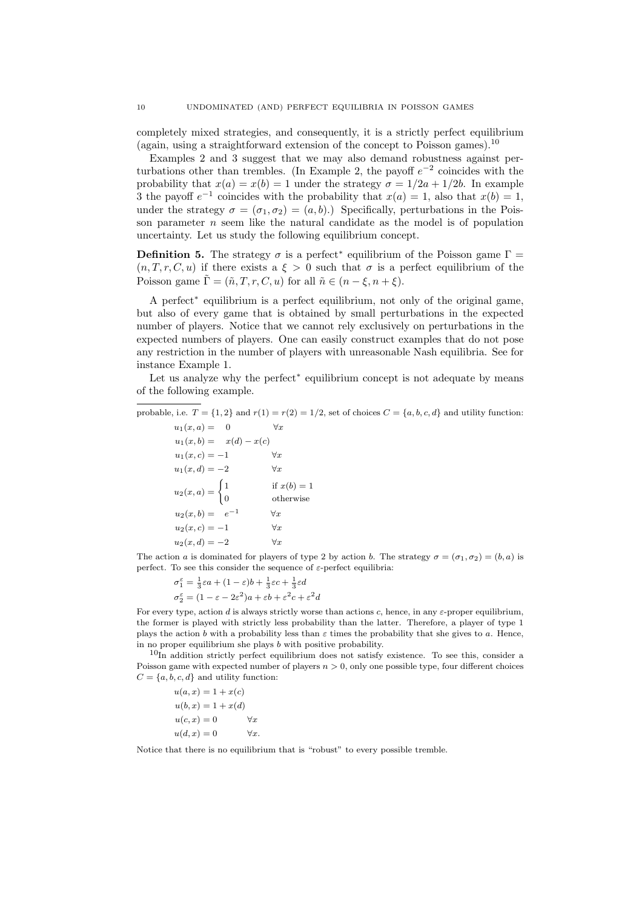completely mixed strategies, and consequently, it is a strictly perfect equilibrium (again, using a straightforward extension of the concept to Poisson games).[10]

Examples 2 and 3 suggest that we may also demand robustness against perturbations other than trembles. (In Example 2, the payoff $e^{-2}$ coincides with the probability that $x(a) = x(b) = 1$ under the strategy $\sigma = 1/2a + 1/2b$. In example 3 the payoff $e^{-1}$ coincides with the probability that $x(a) = 1$, also that $x(b) = 1$, under the strategy $\sigma = (\sigma_1, \sigma_2) = (a, b)$.) Specifically, perturbations in the Poisson parameter $n$ seem like the natural candidate as the model is of population uncertainty. Let us study the following equilibrium concept.

**Definition 5.** The strategy $\sigma$ is a perfect$^*$ equilibrium of the Poisson game $\Gamma = (n, T, r, C, u)$ if there exists a $\xi > 0$ such that $\sigma$ is a perfect equilibrium of the Poisson game $\tilde{\Gamma} = (\tilde{n}, T, r, C, u)$ for all $\tilde{n} \in (n - \xi, n + \xi)$.

A perfect$^*$ equilibrium is a perfect equilibrium, not only of the original game, but also of every game that is obtained by small perturbations in the expected number of players. Notice that we cannot rely exclusively on perturbations in the expected numbers of players. One can easily construct examples that do not pose any restriction in the number of players with unreasonable Nash equilibria. See for instance Example 1.

Let us analyze why the perfect$^*$ equilibrium concept is not adequate by means of the following example.

---

probable, i.e. $T = \{1, 2\}$ and $r(1) = r(2) = 1/2$, set of choices $C = \{a, b, c, d\}$ and utility function:

$$u_1(x, a) = 0 \qquad \forall x$$
$$u_1(x, b) = x(d) - x(c)$$
$$u_1(x, c) = -1 \qquad \forall x$$
$$u_1(x, d) = -2 \qquad \forall x$$
$$u_2(x, a) = \begin{cases} 1 & \text{if } x(b) = 1 \\ 0 & \text{otherwise} \end{cases}$$
$$u_2(x, b) = e^{-1} \qquad \forall x$$
$$u_2(x, c) = -1 \qquad \forall x$$
$$u_2(x, d) = -2 \qquad \forall x$$

The action $a$ is dominated for players of type 2 by action $b$. The strategy $\sigma = (\sigma_1, \sigma_2) = (b, a)$ is perfect. To see this consider the sequence of $\varepsilon$-perfect equilibria:

$$\sigma_1^\varepsilon = \tfrac{1}{3}\varepsilon a + (1 - \varepsilon)b + \tfrac{1}{3}\varepsilon c + \tfrac{1}{3}\varepsilon d$$
$$\sigma_2^\varepsilon = (1 - \varepsilon - 2\varepsilon^2)a + \varepsilon b + \varepsilon^2 c + \varepsilon^2 d$$

For every type, action $d$ is always strictly worse than actions $c$, hence, in any $\varepsilon$-proper equilibrium, the former is played with strictly less probability than the latter. Therefore, a player of type 1 plays the action $b$ with a probability less than $\varepsilon$ times the probability that she gives to $a$. Hence, in no proper equilibrium she plays $b$ with positive probability.

[10] In addition strictly perfect equilibrium does not satisfy existence. To see this, consider a Poisson game with expected number of players $n > 0$, only one possible type, four different choices $C = \{a, b, c, d\}$ and utility function:

$$u(a, x) = 1 + x(c)$$
$$u(b, x) = 1 + x(d)$$
$$u(c, x) = 0 \qquad \forall x$$
$$u(d, x) = 0 \qquad \forall x.$$

Notice that there is no equilibrium that is "robust" to every possible tremble.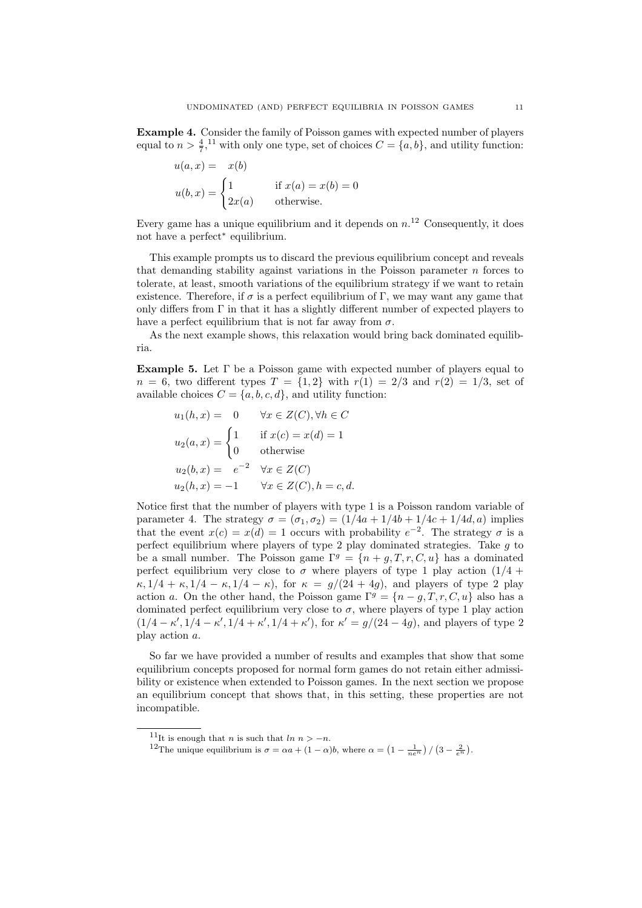**Example 4.** Consider the family of Poisson games with expected number of players equal to $n > \frac{4}{7}$,[11] with only one type, set of choices $C = \{a, b\}$, and utility function:

$$u(a, x) = \quad x(b)$$

$$u(b, x) = \begin{cases} 1 & \text{if } x(a) = x(b) = 0 \\ 2x(a) & \text{otherwise.} \end{cases}$$

Every game has a unique equilibrium and it depends on $n$.[12] Consequently, it does not have a perfect* equilibrium.

This example prompts us to discard the previous equilibrium concept and reveals that demanding stability against variations in the Poisson parameter $n$ forces to tolerate, at least, smooth variations of the equilibrium strategy if we want to retain existence. Therefore, if $\sigma$ is a perfect equilibrium of $\Gamma$, we may want any game that only differs from $\Gamma$ in that it has a slightly different number of expected players to have a perfect equilibrium that is not far away from $\sigma$.

As the next example shows, this relaxation would bring back dominated equilibria.

**Example 5.** Let $\Gamma$ be a Poisson game with expected number of players equal to $n = 6$, two different types $T = \{1, 2\}$ with $r(1) = 2/3$ and $r(2) = 1/3$, set of available choices $C = \{a, b, c, d\}$, and utility function:

$$u_1(h, x) = \quad 0 \qquad \forall x \in Z(C), \forall h \in C$$

$$u_2(a, x) = \begin{cases} 1 & \text{if } x(c) = x(d) = 1 \\ 0 & \text{otherwise} \end{cases}$$

$$u_2(b, x) = \quad e^{-2} \quad \forall x \in Z(C)$$

$$u_2(h, x) = -1 \qquad \forall x \in Z(C), h = c, d.$$

Notice first that the number of players with type 1 is a Poisson random variable of parameter 4. The strategy $\sigma = (\sigma_1, \sigma_2) = (1/4a + 1/4b + 1/4c + 1/4d, a)$ implies that the event $x(c) = x(d) = 1$ occurs with probability $e^{-2}$. The strategy $\sigma$ is a perfect equilibrium where players of type 2 play dominated strategies. Take $g$ to be a small number. The Poisson game $\Gamma^g = \{n + g, T, r, C, u\}$ has a dominated perfect equilibrium very close to $\sigma$ where players of type 1 play action $(1/4 + \kappa, 1/4 + \kappa, 1/4 - \kappa, 1/4 - \kappa)$, for $\kappa = g/(24 + 4g)$, and players of type 2 play action $a$. On the other hand, the Poisson game $\Gamma^g = \{n - g, T, r, C, u\}$ also has a dominated perfect equilibrium very close to $\sigma$, where players of type 1 play action $(1/4 - \kappa', 1/4 - \kappa', 1/4 + \kappa', 1/4 + \kappa')$, for $\kappa' = g/(24 - 4g)$, and players of type 2 play action $a$.

So far we have provided a number of results and examples that show that some equilibrium concepts proposed for normal form games do not retain either admissibility or existence when extended to Poisson games. In the next section we propose an equilibrium concept that shows that, in this setting, these properties are not incompatible.

---

[11] It is enough that $n$ is such that $ln\ n > -n$.

[12] The unique equilibrium is $\sigma = \alpha a + (1 - \alpha)b$, where $\alpha = \left(1 - \frac{1}{ne^n}\right) / \left(3 - \frac{2}{e^n}\right)$.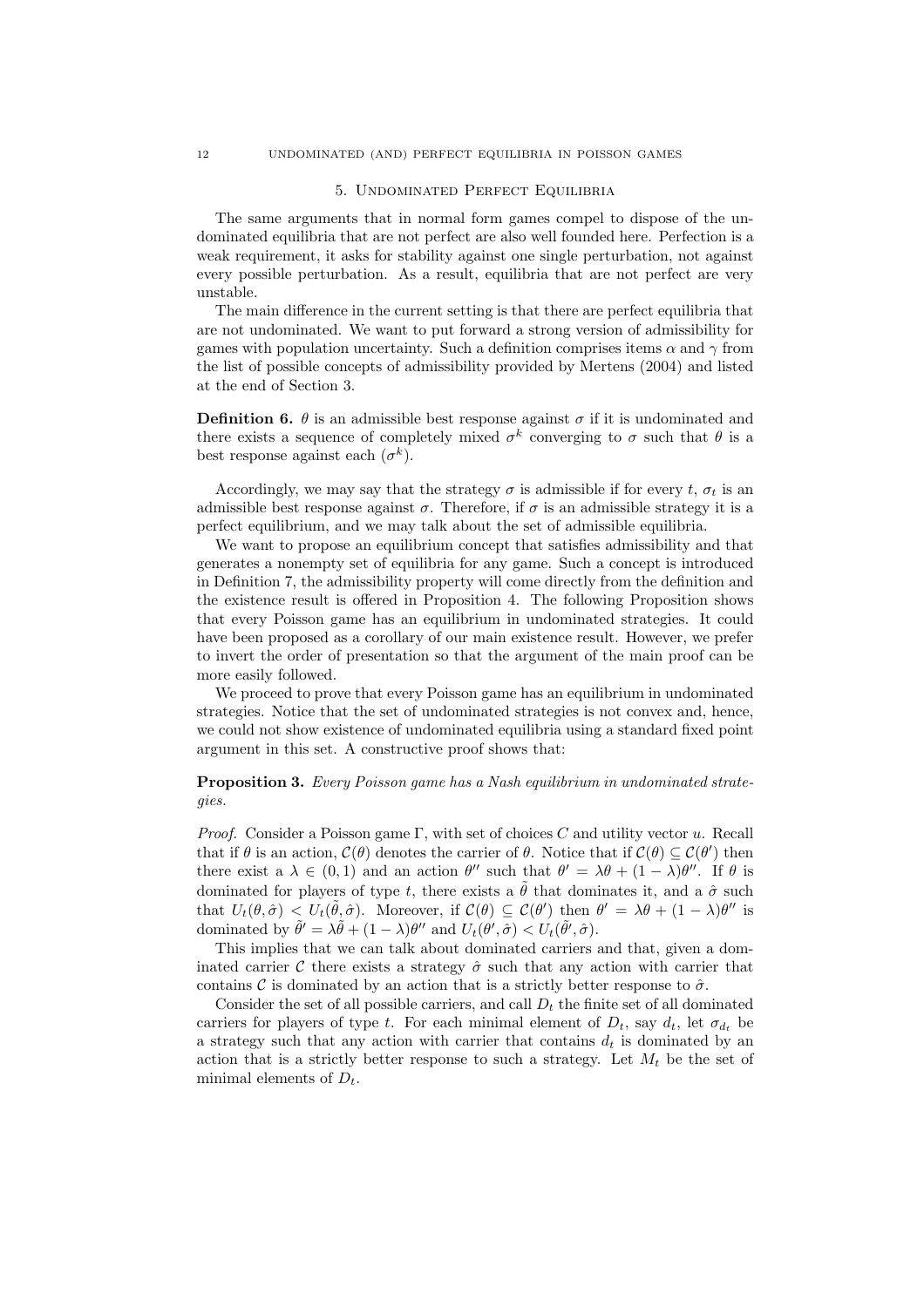## 5. Undominated Perfect Equilibria

The same arguments that in normal form games compel to dispose of the undominated equilibria that are not perfect are also well founded here. Perfection is a weak requirement, it asks for stability against one single perturbation, not against every possible perturbation. As a result, equilibria that are not perfect are very unstable.

The main difference in the current setting is that there are perfect equilibria that are not undominated. We want to put forward a strong version of admissibility for games with population uncertainty. Such a definition comprises items $\alpha$ and $\gamma$ from the list of possible concepts of admissibility provided by Mertens (2004) and listed at the end of Section 3.

**Definition 6.** $\theta$ is an admissible best response against $\sigma$ if it is undominated and there exists a sequence of completely mixed $\sigma^k$ converging to $\sigma$ such that $\theta$ is a best response against each $(\sigma^k)$.

Accordingly, we may say that the strategy $\sigma$ is admissible if for every $t$, $\sigma_t$ is an admissible best response against $\sigma$. Therefore, if $\sigma$ is an admissible strategy it is a perfect equilibrium, and we may talk about the set of admissible equilibria.

We want to propose an equilibrium concept that satisfies admissibility and that generates a nonempty set of equilibria for any game. Such a concept is introduced in Definition 7, the admissibility property will come directly from the definition and the existence result is offered in Proposition 4. The following Proposition shows that every Poisson game has an equilibrium in undominated strategies. It could have been proposed as a corollary of our main existence result. However, we prefer to invert the order of presentation so that the argument of the main proof can be more easily followed.

We proceed to prove that every Poisson game has an equilibrium in undominated strategies. Notice that the set of undominated strategies is not convex and, hence, we could not show existence of undominated equilibria using a standard fixed point argument in this set. A constructive proof shows that:

**Proposition 3.** *Every Poisson game has a Nash equilibrium in undominated strategies.*

*Proof.* Consider a Poisson game $\Gamma$, with set of choices $C$ and utility vector $u$. Recall that if $\theta$ is an action, $\mathcal{C}(\theta)$ denotes the carrier of $\theta$. Notice that if $\mathcal{C}(\theta) \subseteq \mathcal{C}(\theta')$ then there exist a $\lambda \in (0,1)$ and an action $\theta''$ such that $\theta' = \lambda\theta + (1-\lambda)\theta''$. If $\theta$ is dominated for players of type $t$, there exists a $\tilde{\theta}$ that dominates it, and a $\hat{\sigma}$ such that $U_t(\theta, \hat{\sigma}) < U_t(\tilde{\theta}, \hat{\sigma})$. Moreover, if $\mathcal{C}(\theta) \subseteq \mathcal{C}(\theta')$ then $\theta' = \lambda\theta + (1-\lambda)\theta''$ is dominated by $\tilde{\theta}' = \lambda\tilde{\theta} + (1-\lambda)\theta''$ and $U_t(\theta', \hat{\sigma}) < U_t(\tilde{\theta}', \hat{\sigma})$.

This implies that we can talk about dominated carriers and that, given a dominated carrier $\mathcal{C}$ there exists a strategy $\hat{\sigma}$ such that any action with carrier that contains $\mathcal{C}$ is dominated by an action that is a strictly better response to $\hat{\sigma}$.

Consider the set of all possible carriers, and call $D_t$ the finite set of all dominated carriers for players of type $t$. For each minimal element of $D_t$, say $d_t$, let $\sigma_{d_t}$ be a strategy such that any action with carrier that contains $d_t$ is dominated by an action that is a strictly better response to such a strategy. Let $M_t$ be the set of minimal elements of $D_t$.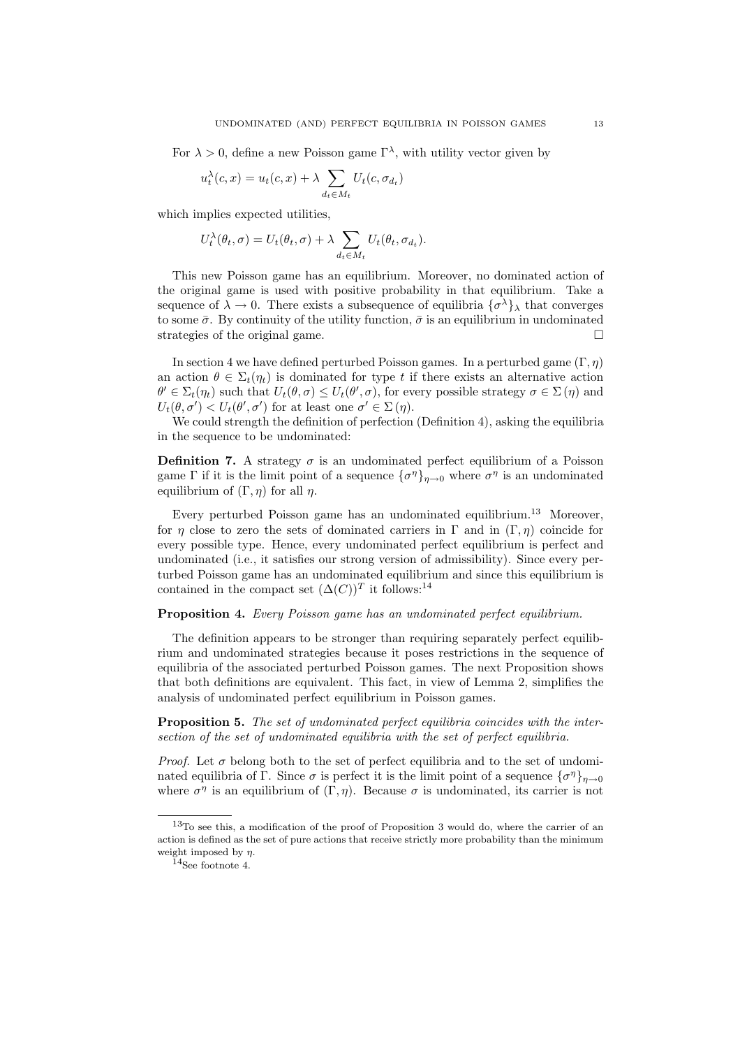For $\lambda > 0$, define a new Poisson game $\Gamma^\lambda$, with utility vector given by

$$u_t^\lambda(c, x) = u_t(c, x) + \lambda \sum_{d_t \in M_t} U_t(c, \sigma_{d_t})$$

which implies expected utilities,

$$U_t^\lambda(\theta_t, \sigma) = U_t(\theta_t, \sigma) + \lambda \sum_{d_t \in M_t} U_t(\theta_t, \sigma_{d_t}).$$

This new Poisson game has an equilibrium. Moreover, no dominated action of the original game is used with positive probability in that equilibrium. Take a sequence of $\lambda \to 0$. There exists a subsequence of equilibria $\{\sigma^\lambda\}_\lambda$ that converges to some $\bar{\sigma}$. By continuity of the utility function, $\bar{\sigma}$ is an equilibrium in undominated strategies of the original game. □

In section 4 we have defined perturbed Poisson games. In a perturbed game $(\Gamma, \eta)$ an action $\theta \in \Sigma_t(\eta_t)$ is dominated for type $t$ if there exists an alternative action $\theta' \in \Sigma_t(\eta_t)$ such that $U_t(\theta, \sigma) \leq U_t(\theta', \sigma)$, for every possible strategy $\sigma \in \Sigma(\eta)$ and $U_t(\theta, \sigma') < U_t(\theta', \sigma')$ for at least one $\sigma' \in \Sigma(\eta)$.

We could strength the definition of perfection (Definition 4), asking the equilibria in the sequence to be undominated:

**Definition 7.** A strategy $\sigma$ is an undominated perfect equilibrium of a Poisson game $\Gamma$ if it is the limit point of a sequence $\{\sigma^\eta\}_{\eta \to 0}$ where $\sigma^\eta$ is an undominated equilibrium of $(\Gamma, \eta)$ for all $\eta$.

Every perturbed Poisson game has an undominated equilibrium.[13] Moreover, for $\eta$ close to zero the sets of dominated carriers in $\Gamma$ and in $(\Gamma, \eta)$ coincide for every possible type. Hence, every undominated perfect equilibrium is perfect and undominated (i.e., it satisfies our strong version of admissibility). Since every perturbed Poisson game has an undominated equilibrium and since this equilibrium is contained in the compact set $(\Delta(C))^T$ it follows:[14]

**Proposition 4.** *Every Poisson game has an undominated perfect equilibrium.*

The definition appears to be stronger than requiring separately perfect equilibrium and undominated strategies because it poses restrictions in the sequence of equilibria of the associated perturbed Poisson games. The next Proposition shows that both definitions are equivalent. This fact, in view of Lemma 2, simplifies the analysis of undominated perfect equilibrium in Poisson games.

**Proposition 5.** *The set of undominated perfect equilibria coincides with the intersection of the set of undominated equilibria with the set of perfect equilibria.*

*Proof.* Let $\sigma$ belong both to the set of perfect equilibria and to the set of undominated equilibria of $\Gamma$. Since $\sigma$ is perfect it is the limit point of a sequence $\{\sigma^\eta\}_{\eta \to 0}$ where $\sigma^\eta$ is an equilibrium of $(\Gamma, \eta)$. Because $\sigma$ is undominated, its carrier is not

---

[13] To see this, a modification of the proof of Proposition 3 would do, where the carrier of an action is defined as the set of pure actions that receive strictly more probability than the minimum weight imposed by $\eta$.

[14] See footnote 4.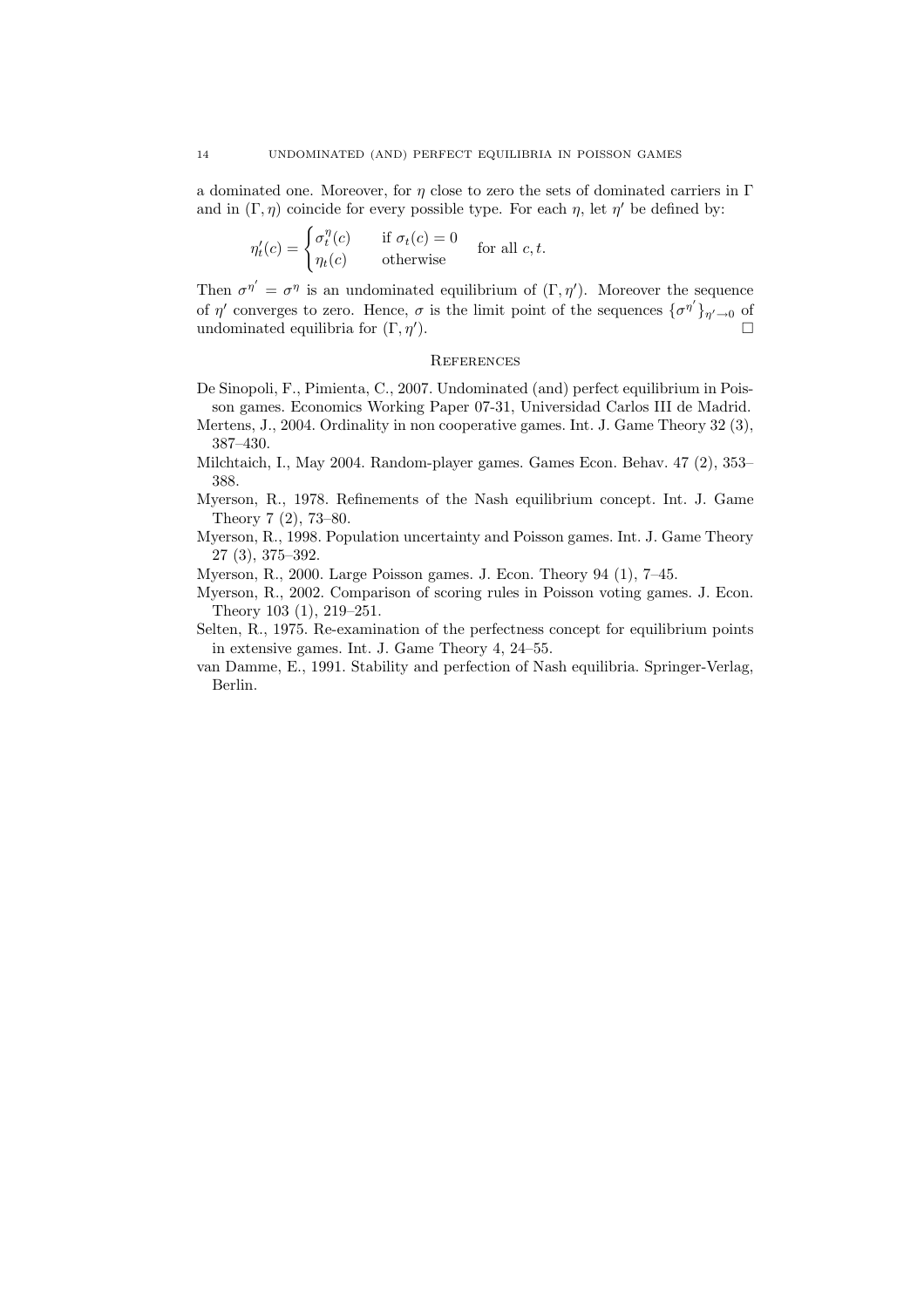a dominated one. Moreover, for $\eta$ close to zero the sets of dominated carriers in $\Gamma$ and in $(\Gamma, \eta)$ coincide for every possible type. For each $\eta$, let $\eta'$ be defined by:

$$\eta'_t(c) = \begin{cases} \sigma^\eta_t(c) & \text{if } \sigma_t(c) = 0 \\ \eta_t(c) & \text{otherwise} \end{cases} \quad \text{for all } c, t.$$

Then $\sigma^{\eta'} = \sigma^\eta$ is an undominated equilibrium of $(\Gamma, \eta')$. Moreover the sequence of $\eta'$ converges to zero. Hence, $\sigma$ is the limit point of the sequences $\{\sigma^{\eta'}\}_{\eta' \to 0}$ of undominated equilibria for $(\Gamma, \eta')$. □

## References

De Sinopoli, F., Pimienta, C., 2007. Undominated (and) perfect equilibrium in Poisson games. Economics Working Paper 07-31, Universidad Carlos III de Madrid.

Mertens, J., 2004. Ordinality in non cooperative games. Int. J. Game Theory 32 (3), 387–430.

Milchtaich, I., May 2004. Random-player games. Games Econ. Behav. 47 (2), 353–388.

Myerson, R., 1978. Refinements of the Nash equilibrium concept. Int. J. Game Theory 7 (2), 73–80.

Myerson, R., 1998. Population uncertainty and Poisson games. Int. J. Game Theory 27 (3), 375–392.

Myerson, R., 2000. Large Poisson games. J. Econ. Theory 94 (1), 7–45.

Myerson, R., 2002. Comparison of scoring rules in Poisson voting games. J. Econ. Theory 103 (1), 219–251.

Selten, R., 1975. Re-examination of the perfectness concept for equilibrium points in extensive games. Int. J. Game Theory 4, 24–55.

van Damme, E., 1991. Stability and perfection of Nash equilibria. Springer-Verlag, Berlin.